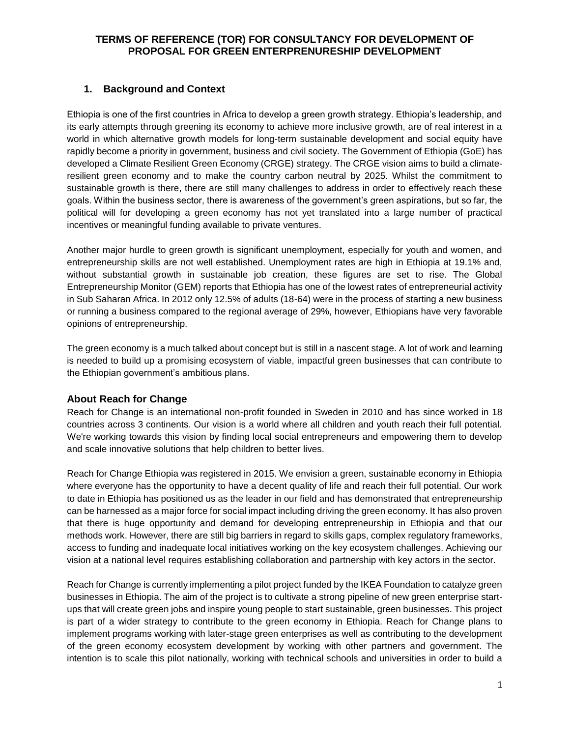# TERMS OF REFERENCE (TOR) FOR CONSULTANCY FOR DEVELOPMENT OF PROPOSAL FOR GREEN ENTERPRENURESHIP DEVELOPMENT

## 1. Background and Context

Ethiopia is one of the first countries in Africa to develop a green growth strategy. Ethiopia's leadership, and its early attempts through greening its economy to achieve more inclusive growth, are of real interest in a world in which alternative growth models for long-term sustainable development and social equity have rapidly become a priority in government, business and civil society. The Government of Ethiopia (GoE) has developed a Climate Resilient Green Economy (CRGE) strategy. The CRGE vision aims to build a climate-resilient green economy and to make the country carbon neutral by 2025. Whilst the commitment to sustainable growth is there, there are still many challenges to address in order to effectively reach these goals. Within the business sector, there is awareness of the government's green aspirations, but so far, the political will for developing a green economy has not yet translated into a large number of practical incentives or meaningful funding available to private ventures.

Another major hurdle to green growth is significant unemployment, especially for youth and women, and entrepreneurship skills are not well established. Unemployment rates are high in Ethiopia at 19.1% and, without substantial growth in sustainable job creation, these figures are set to rise. The Global Entrepreneurship Monitor (GEM) reports that Ethiopia has one of the lowest rates of entrepreneurial activity in Sub Saharan Africa. In 2012 only 12.5% of adults (18-64) were in the process of starting a new business or running a business compared to the regional average of 29%, however, Ethiopians have very favorable opinions of entrepreneurship.

The green economy is a much talked about concept but is still in a nascent stage. A lot of work and learning is needed to build up a promising ecosystem of viable, impactful green businesses that can contribute to the Ethiopian government's ambitious plans.

### About Reach for Change

Reach for Change is an international non-profit founded in Sweden in 2010 and has since worked in 18 countries across 3 continents. Our vision is a world where all children and youth reach their full potential. We're working towards this vision by finding local social entrepreneurs and empowering them to develop and scale innovative solutions that help children to better lives.

Reach for Change Ethiopia was registered in 2015. We envision a green, sustainable economy in Ethiopia where everyone has the opportunity to have a decent quality of life and reach their full potential. Our work to date in Ethiopia has positioned us as the leader in our field and has demonstrated that entrepreneurship can be harnessed as a major force for social impact including driving the green economy. It has also proven that there is huge opportunity and demand for developing entrepreneurship in Ethiopia and that our methods work. However, there are still big barriers in regard to skills gaps, complex regulatory frameworks, access to funding and inadequate local initiatives working on the key ecosystem challenges. Achieving our vision at a national level requires establishing collaboration and partnership with key actors in the sector.

Reach for Change is currently implementing a pilot project funded by the IKEA Foundation to catalyze green businesses in Ethiopia. The aim of the project is to cultivate a strong pipeline of new green enterprise start-ups that will create green jobs and inspire young people to start sustainable, green businesses. This project is part of a wider strategy to contribute to the green economy in Ethiopia. Reach for Change plans to implement programs working with later-stage green enterprises as well as contributing to the development of the green economy ecosystem development by working with other partners and government. The intention is to scale this pilot nationally, working with technical schools and universities in order to build a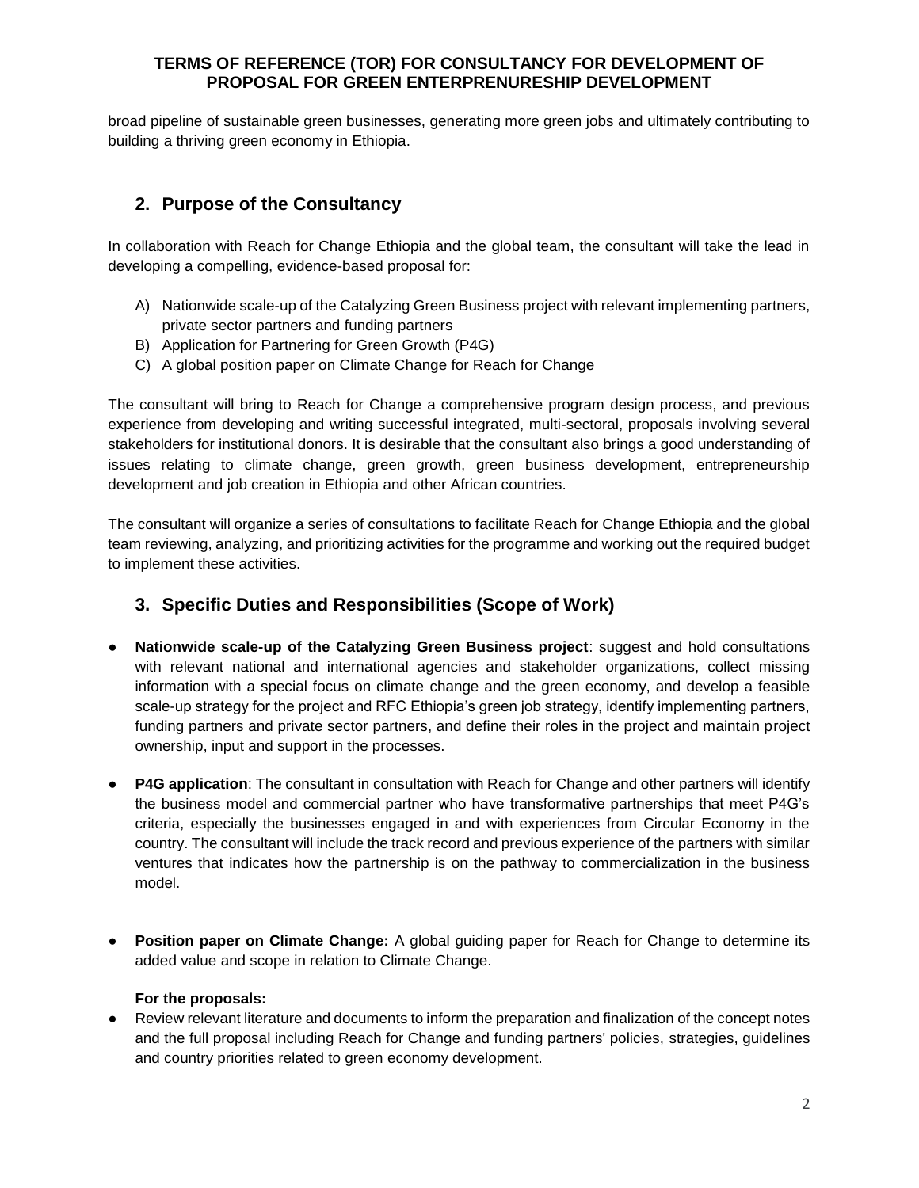broad pipeline of sustainable green businesses, generating more green jobs and ultimately contributing to building a thriving green economy in Ethiopia.

## 2. Purpose of the Consultancy

In collaboration with Reach for Change Ethiopia and the global team, the consultant will take the lead in developing a compelling, evidence-based proposal for:

A) Nationwide scale-up of the Catalyzing Green Business project with relevant implementing partners, private sector partners and funding partners
B) Application for Partnering for Green Growth (P4G)
C) A global position paper on Climate Change for Reach for Change

The consultant will bring to Reach for Change a comprehensive program design process, and previous experience from developing and writing successful integrated, multi-sectoral, proposals involving several stakeholders for institutional donors. It is desirable that the consultant also brings a good understanding of issues relating to climate change, green growth, green business development, entrepreneurship development and job creation in Ethiopia and other African countries.

The consultant will organize a series of consultations to facilitate Reach for Change Ethiopia and the global team reviewing, analyzing, and prioritizing activities for the programme and working out the required budget to implement these activities.

## 3. Specific Duties and Responsibilities (Scope of Work)

- **Nationwide scale-up of the Catalyzing Green Business project**: suggest and hold consultations with relevant national and international agencies and stakeholder organizations, collect missing information with a special focus on climate change and the green economy, and develop a feasible scale-up strategy for the project and RFC Ethiopia's green job strategy, identify implementing partners, funding partners and private sector partners, and define their roles in the project and maintain project ownership, input and support in the processes.

- **P4G application**: The consultant in consultation with Reach for Change and other partners will identify the business model and commercial partner who have transformative partnerships that meet P4G's criteria, especially the businesses engaged in and with experiences from Circular Economy in the country. The consultant will include the track record and previous experience of the partners with similar ventures that indicates how the partnership is on the pathway to commercialization in the business model.

- **Position paper on Climate Change:** A global guiding paper for Reach for Change to determine its added value and scope in relation to Climate Change.

**For the proposals:**

- Review relevant literature and documents to inform the preparation and finalization of the concept notes and the full proposal including Reach for Change and funding partners' policies, strategies, guidelines and country priorities related to green economy development.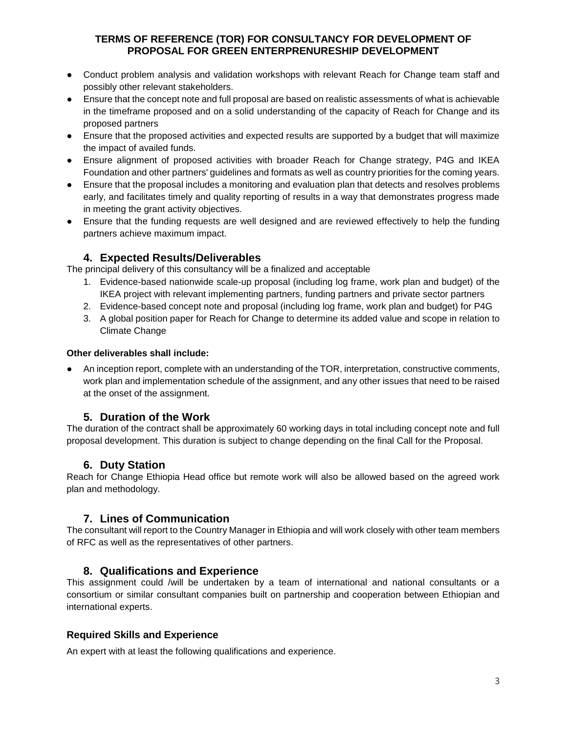- Conduct problem analysis and validation workshops with relevant Reach for Change team staff and possibly other relevant stakeholders.
- Ensure that the concept note and full proposal are based on realistic assessments of what is achievable in the timeframe proposed and on a solid understanding of the capacity of Reach for Change and its proposed partners
- Ensure that the proposed activities and expected results are supported by a budget that will maximize the impact of availed funds.
- Ensure alignment of proposed activities with broader Reach for Change strategy, P4G and IKEA Foundation and other partners' guidelines and formats as well as country priorities for the coming years.
- Ensure that the proposal includes a monitoring and evaluation plan that detects and resolves problems early, and facilitates timely and quality reporting of results in a way that demonstrates progress made in meeting the grant activity objectives.
- Ensure that the funding requests are well designed and are reviewed effectively to help the funding partners achieve maximum impact.

## 4. Expected Results/Deliverables

The principal delivery of this consultancy will be a finalized and acceptable

1. Evidence-based nationwide scale-up proposal (including log frame, work plan and budget) of the IKEA project with relevant implementing partners, funding partners and private sector partners
2. Evidence-based concept note and proposal (including log frame, work plan and budget) for P4G
3. A global position paper for Reach for Change to determine its added value and scope in relation to Climate Change

**Other deliverables shall include:**

- An inception report, complete with an understanding of the TOR, interpretation, constructive comments, work plan and implementation schedule of the assignment, and any other issues that need to be raised at the onset of the assignment.

## 5. Duration of the Work

The duration of the contract shall be approximately 60 working days in total including concept note and full proposal development. This duration is subject to change depending on the final Call for the Proposal.

## 6. Duty Station

Reach for Change Ethiopia Head office but remote work will also be allowed based on the agreed work plan and methodology.

## 7. Lines of Communication

The consultant will report to the Country Manager in Ethiopia and will work closely with other team members of RFC as well as the representatives of other partners.

## 8. Qualifications and Experience

This assignment could /will be undertaken by a team of international and national consultants or a consortium or similar consultant companies built on partnership and cooperation between Ethiopian and international experts.

### Required Skills and Experience

An expert with at least the following qualifications and experience.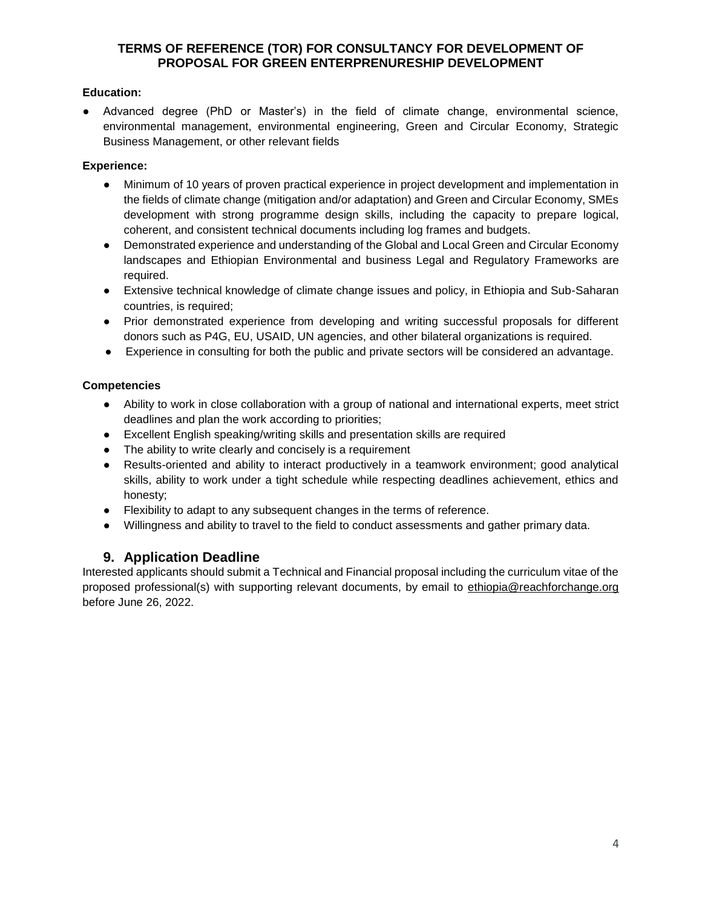**TERMS OF REFERENCE (TOR) FOR CONSULTANCY FOR DEVELOPMENT OF PROPOSAL FOR GREEN ENTERPRENURESHIP DEVELOPMENT**

**Education:**

- Advanced degree (PhD or Master's) in the field of climate change, environmental science, environmental management, environmental engineering, Green and Circular Economy, Strategic Business Management, or other relevant fields

**Experience:**

- Minimum of 10 years of proven practical experience in project development and implementation in the fields of climate change (mitigation and/or adaptation) and Green and Circular Economy, SMEs development with strong programme design skills, including the capacity to prepare logical, coherent, and consistent technical documents including log frames and budgets.
- Demonstrated experience and understanding of the Global and Local Green and Circular Economy landscapes and Ethiopian Environmental and business Legal and Regulatory Frameworks are required.
- Extensive technical knowledge of climate change issues and policy, in Ethiopia and Sub-Saharan countries, is required;
- Prior demonstrated experience from developing and writing successful proposals for different donors such as P4G, EU, USAID, UN agencies, and other bilateral organizations is required.
- Experience in consulting for both the public and private sectors will be considered an advantage.

**Competencies**

- Ability to work in close collaboration with a group of national and international experts, meet strict deadlines and plan the work according to priorities;
- Excellent English speaking/writing skills and presentation skills are required
- The ability to write clearly and concisely is a requirement
- Results-oriented and ability to interact productively in a teamwork environment; good analytical skills, ability to work under a tight schedule while respecting deadlines achievement, ethics and honesty;
- Flexibility to adapt to any subsequent changes in the terms of reference.
- Willingness and ability to travel to the field to conduct assessments and gather primary data.

## 9. Application Deadline

Interested applicants should submit a Technical and Financial proposal including the curriculum vitae of the proposed professional(s) with supporting relevant documents, by email to ethiopia@reachforchange.org before June 26, 2022.